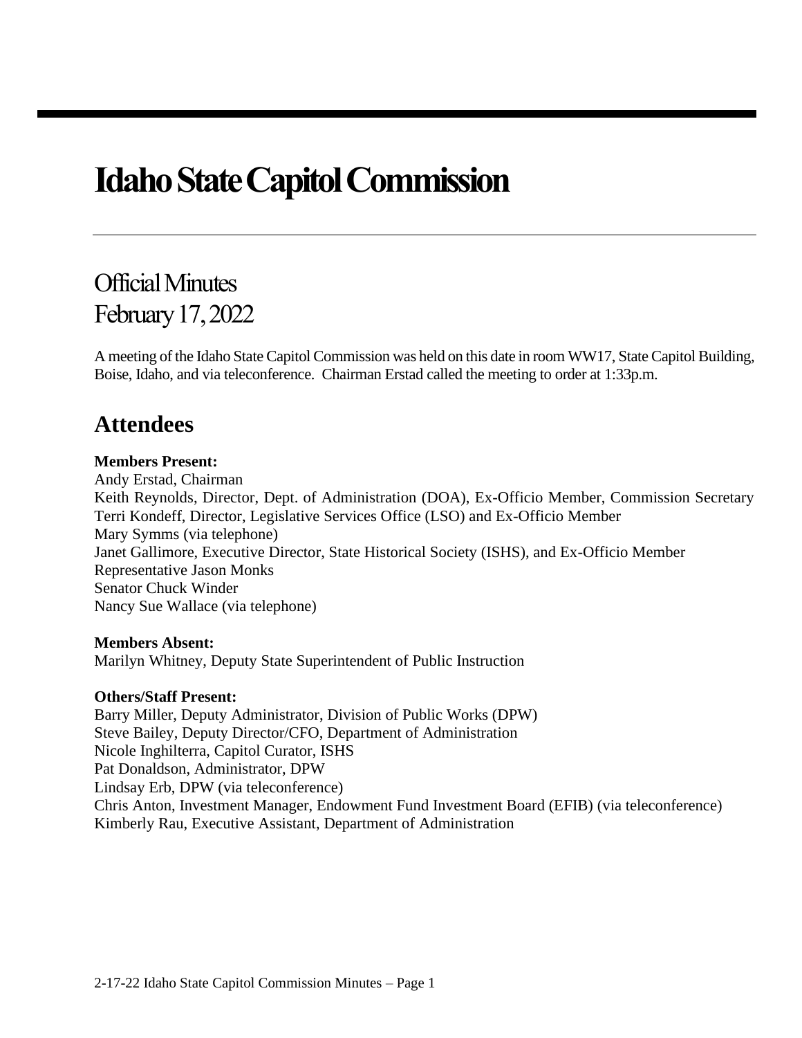# Idaho State Capitol Commission

## Official Minutes
## February 17, 2022

A meeting of the Idaho State Capitol Commission was held on this date in room WW17, State Capitol Building, Boise, Idaho, and via teleconference. Chairman Erstad called the meeting to order at 1:33p.m.

## Attendees

**Members Present:**
Andy Erstad, Chairman
Keith Reynolds, Director, Dept. of Administration (DOA), Ex-Officio Member, Commission Secretary
Terri Kondeff, Director, Legislative Services Office (LSO) and Ex-Officio Member
Mary Symms (via telephone)
Janet Gallimore, Executive Director, State Historical Society (ISHS), and Ex-Officio Member
Representative Jason Monks
Senator Chuck Winder
Nancy Sue Wallace (via telephone)

**Members Absent:**
Marilyn Whitney, Deputy State Superintendent of Public Instruction

**Others/Staff Present:**
Barry Miller, Deputy Administrator, Division of Public Works (DPW)
Steve Bailey, Deputy Director/CFO, Department of Administration
Nicole Inghilterra, Capitol Curator, ISHS
Pat Donaldson, Administrator, DPW
Lindsay Erb, DPW (via teleconference)
Chris Anton, Investment Manager, Endowment Fund Investment Board (EFIB) (via teleconference)
Kimberly Rau, Executive Assistant, Department of Administration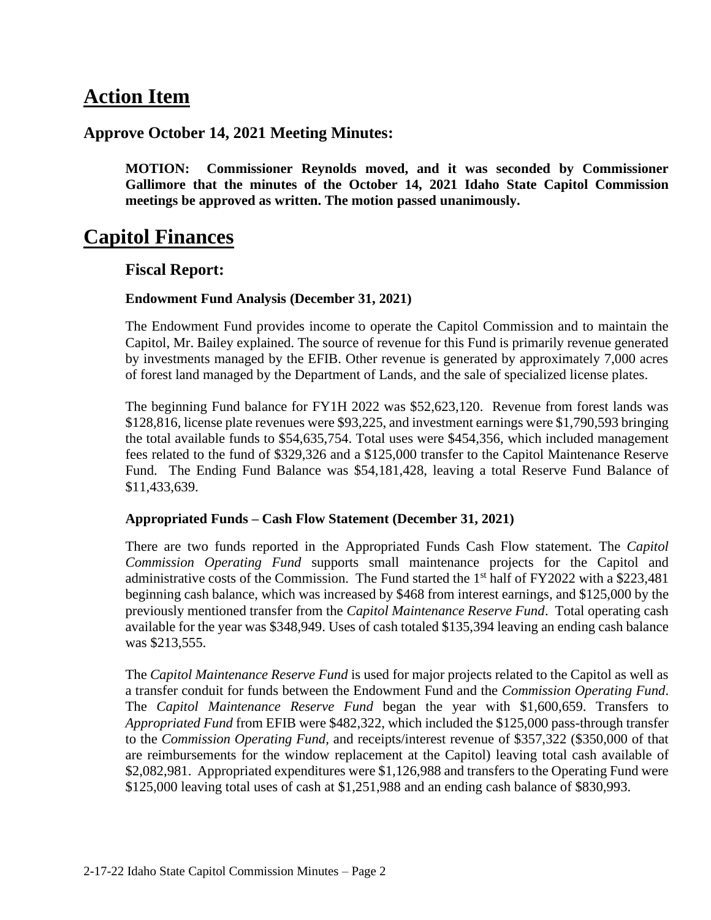# Action Item

## Approve October 14, 2021 Meeting Minutes:

**MOTION: Commissioner Reynolds moved, and it was seconded by Commissioner Gallimore that the minutes of the October 14, 2021 Idaho State Capitol Commission meetings be approved as written. The motion passed unanimously.**

# Capitol Finances

## Fiscal Report:

### Endowment Fund Analysis (December 31, 2021)

The Endowment Fund provides income to operate the Capitol Commission and to maintain the Capitol, Mr. Bailey explained. The source of revenue for this Fund is primarily revenue generated by investments managed by the EFIB. Other revenue is generated by approximately 7,000 acres of forest land managed by the Department of Lands, and the sale of specialized license plates.

The beginning Fund balance for FY1H 2022 was $52,623,120. Revenue from forest lands was $128,816, license plate revenues were $93,225, and investment earnings were $1,790,593 bringing the total available funds to $54,635,754. Total uses were $454,356, which included management fees related to the fund of $329,326 and a $125,000 transfer to the Capitol Maintenance Reserve Fund. The Ending Fund Balance was $54,181,428, leaving a total Reserve Fund Balance of $11,433,639.

### Appropriated Funds – Cash Flow Statement (December 31, 2021)

There are two funds reported in the Appropriated Funds Cash Flow statement. The *Capitol Commission Operating Fund* supports small maintenance projects for the Capitol and administrative costs of the Commission. The Fund started the 1st half of FY2022 with a $223,481 beginning cash balance, which was increased by $468 from interest earnings, and $125,000 by the previously mentioned transfer from the *Capitol Maintenance Reserve Fund*. Total operating cash available for the year was $348,949. Uses of cash totaled $135,394 leaving an ending cash balance was $213,555.

The *Capitol Maintenance Reserve Fund* is used for major projects related to the Capitol as well as a transfer conduit for funds between the Endowment Fund and the *Commission Operating Fund*. The *Capitol Maintenance Reserve Fund* began the year with $1,600,659. Transfers to *Appropriated Fund* from EFIB were $482,322, which included the $125,000 pass-through transfer to the *Commission Operating Fund,* and receipts/interest revenue of $357,322 ($350,000 of that are reimbursements for the window replacement at the Capitol) leaving total cash available of $2,082,981. Appropriated expenditures were $1,126,988 and transfers to the Operating Fund were $125,000 leaving total uses of cash at $1,251,988 and an ending cash balance of $830,993.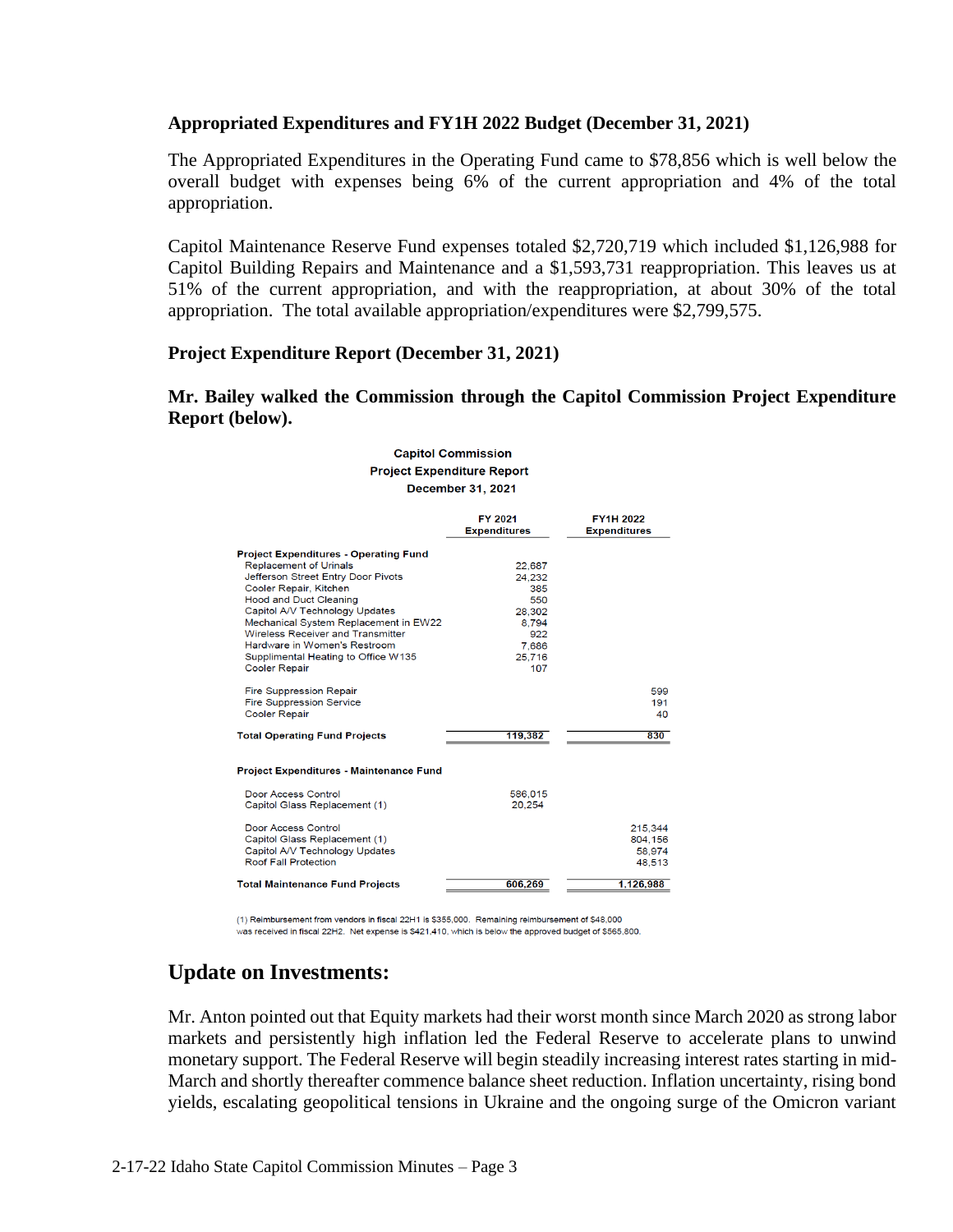**Appropriated Expenditures and FY1H 2022 Budget (December 31, 2021)**

The Appropriated Expenditures in the Operating Fund came to $78,856 which is well below the overall budget with expenses being 6% of the current appropriation and 4% of the total appropriation.

Capitol Maintenance Reserve Fund expenses totaled $2,720,719 which included $1,126,988 for Capitol Building Repairs and Maintenance and a $1,593,731 reappropriation. This leaves us at 51% of the current appropriation, and with the reappropriation, at about 30% of the total appropriation. The total available appropriation/expenditures were $2,799,575.

**Project Expenditure Report (December 31, 2021)**

**Mr. Bailey walked the Commission through the Capitol Commission Project Expenditure Report (below).**

**Capitol Commission**
**Project Expenditure Report**
**December 31, 2021**

| | FY 2021 Expenditures | FY1H 2022 Expenditures |
|---|---|---|
| **Project Expenditures - Operating Fund** | | |
| Replacement of Urinals | 22,687 | |
| Jefferson Street Entry Door Pivots | 24,232 | |
| Cooler Repair, Kitchen | 385 | |
| Hood and Duct Cleaning | 550 | |
| Capitol A/V Technology Updates | 28,302 | |
| Mechanical System Replacement in EW22 | 8,794 | |
| Wireless Receiver and Transmitter | 922 | |
| Hardware in Women's Restroom | 7,686 | |
| Supplimental Heating to Office W135 | 25,716 | |
| Cooler Repair | 107 | |
| Fire Suppression Repair | | 599 |
| Fire Suppression Service | | 191 |
| Cooler Repair | | 40 |
| **Total Operating Fund Projects** | 119,382 | 830 |
| **Project Expenditures - Maintenance Fund** | | |
| Door Access Control | 586,015 | |
| Capitol Glass Replacement (1) | 20,254 | |
| Door Access Control | | 215,344 |
| Capitol Glass Replacement (1) | | 804,156 |
| Capitol A/V Technology Updates | | 58,974 |
| Roof Fall Protection | | 48,513 |
| **Total Maintenance Fund Projects** | 606,269 | 1,126,988 |

(1) Reimbursement from vendors in fiscal 22H1 is $355,000. Remaining reimbursement of $48,000 was received in fiscal 22H2. Net expense is $421,410, which is below the approved budget of $565,800.

## Update on Investments:

Mr. Anton pointed out that Equity markets had their worst month since March 2020 as strong labor markets and persistently high inflation led the Federal Reserve to accelerate plans to unwind monetary support. The Federal Reserve will begin steadily increasing interest rates starting in mid-March and shortly thereafter commence balance sheet reduction. Inflation uncertainty, rising bond yields, escalating geopolitical tensions in Ukraine and the ongoing surge of the Omicron variant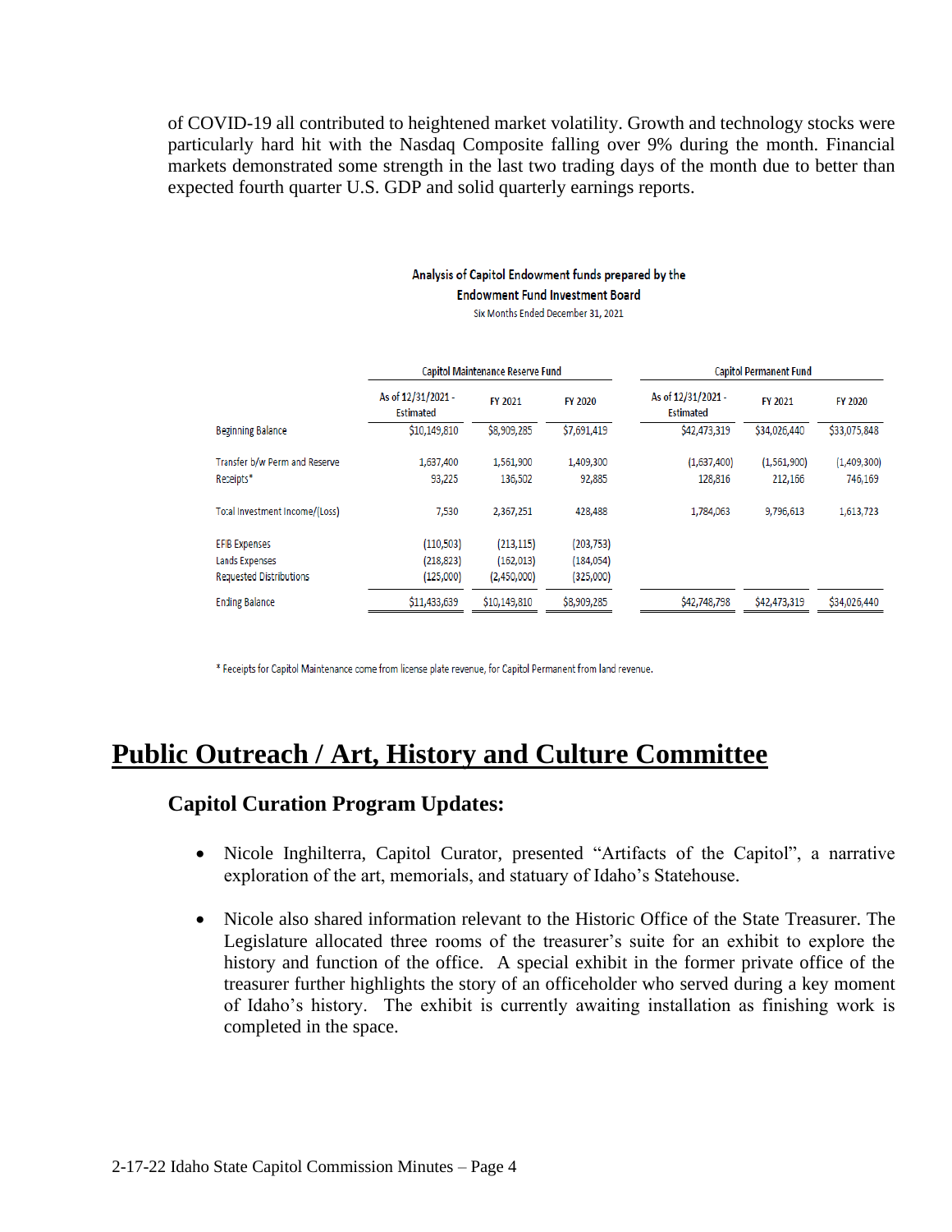of COVID-19 all contributed to heightened market volatility. Growth and technology stocks were particularly hard hit with the Nasdaq Composite falling over 9% during the month. Financial markets demonstrated some strength in the last two trading days of the month due to better than expected fourth quarter U.S. GDP and solid quarterly earnings reports.

**Analysis of Capitol Endowment funds prepared by the Endowment Fund Investment Board**

Six Months Ended December 31, 2021

| | Capitol Maintenance Reserve Fund | | | Capitol Permanent Fund | | |
|---|---|---|---|---|---|---|
| | As of 12/31/2021 - Estimated | FY 2021 | FY 2020 | As of 12/31/2021 - Estimated | FY 2021 | FY 2020 |
| Beginning Balance | $10,149,810 | $8,909,285 | $7,691,419 | $42,473,319 | $34,026,440 | $33,075,848 |
| Transfer b/w Perm and Reserve | 1,637,400 | 1,561,900 | 1,409,300 | (1,637,400) | (1,561,900) | (1,409,300) |
| Receipts* | 93,225 | 136,502 | 92,885 | 128,816 | 212,166 | 746,169 |
| Total Investment Income/(Loss) | 7,530 | 2,367,251 | 428,488 | 1,784,063 | 9,796,613 | 1,613,723 |
| EFIB Expenses | (110,503) | (213,115) | (203,753) | | | |
| Lands Expenses | (218,823) | (162,013) | (184,054) | | | |
| Requested Distributions | (125,000) | (2,450,000) | (325,000) | | | |
| Ending Balance | $11,433,639 | $10,149,810 | $8,909,285 | $42,748,798 | $42,473,319 | $34,026,440 |

* Receipts for Capitol Maintenance come from license plate revenue, for Capitol Permanent from land revenue.

# Public Outreach / Art, History and Culture Committee

## Capitol Curation Program Updates:

- Nicole Inghilterra, Capitol Curator, presented "Artifacts of the Capitol", a narrative exploration of the art, memorials, and statuary of Idaho's Statehouse.
- Nicole also shared information relevant to the Historic Office of the State Treasurer. The Legislature allocated three rooms of the treasurer's suite for an exhibit to explore the history and function of the office. A special exhibit in the former private office of the treasurer further highlights the story of an officeholder who served during a key moment of Idaho's history. The exhibit is currently awaiting installation as finishing work is completed in the space.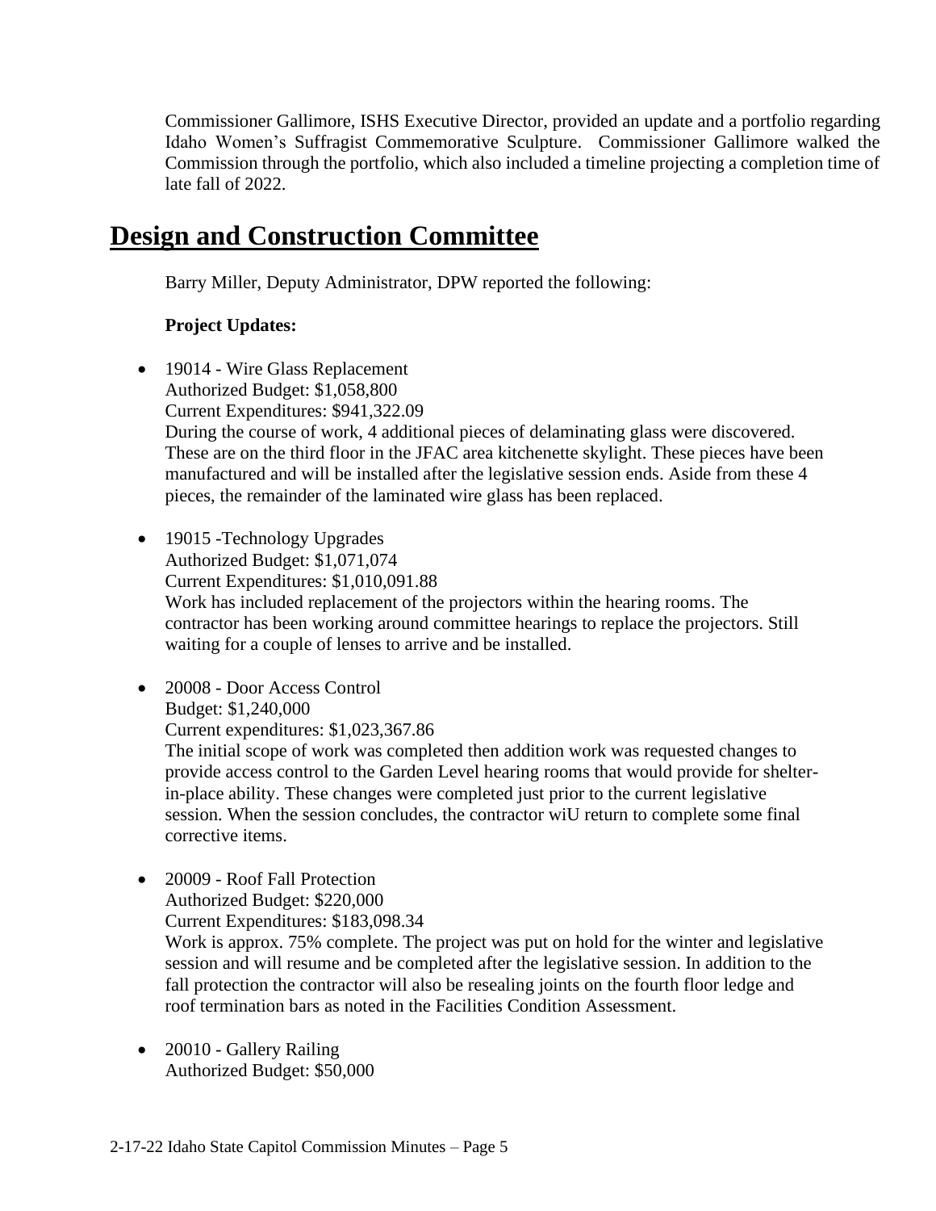Commissioner Gallimore, ISHS Executive Director, provided an update and a portfolio regarding Idaho Women's Suffragist Commemorative Sculpture. Commissioner Gallimore walked the Commission through the portfolio, which also included a timeline projecting a completion time of late fall of 2022.

# Design and Construction Committee

Barry Miller, Deputy Administrator, DPW reported the following:

**Project Updates:**

- 19014 - Wire Glass Replacement
  Authorized Budget: $1,058,800
  Current Expenditures: $941,322.09
  During the course of work, 4 additional pieces of delaminating glass were discovered. These are on the third floor in the JFAC area kitchenette skylight. These pieces have been manufactured and will be installed after the legislative session ends. Aside from these 4 pieces, the remainder of the laminated wire glass has been replaced.

- 19015 -Technology Upgrades
  Authorized Budget: $1,071,074
  Current Expenditures: $1,010,091.88
  Work has included replacement of the projectors within the hearing rooms. The contractor has been working around committee hearings to replace the projectors. Still waiting for a couple of lenses to arrive and be installed.

- 20008 - Door Access Control
  Budget: $1,240,000
  Current expenditures: $1,023,367.86
  The initial scope of work was completed then addition work was requested changes to provide access control to the Garden Level hearing rooms that would provide for shelter-in-place ability. These changes were completed just prior to the current legislative session. When the session concludes, the contractor wiU return to complete some final corrective items.

- 20009 - Roof Fall Protection
  Authorized Budget: $220,000
  Current Expenditures: $183,098.34
  Work is approx. 75% complete. The project was put on hold for the winter and legislative session and will resume and be completed after the legislative session. In addition to the fall protection the contractor will also be resealing joints on the fourth floor ledge and roof termination bars as noted in the Facilities Condition Assessment.

- 20010 - Gallery Railing
  Authorized Budget: $50,000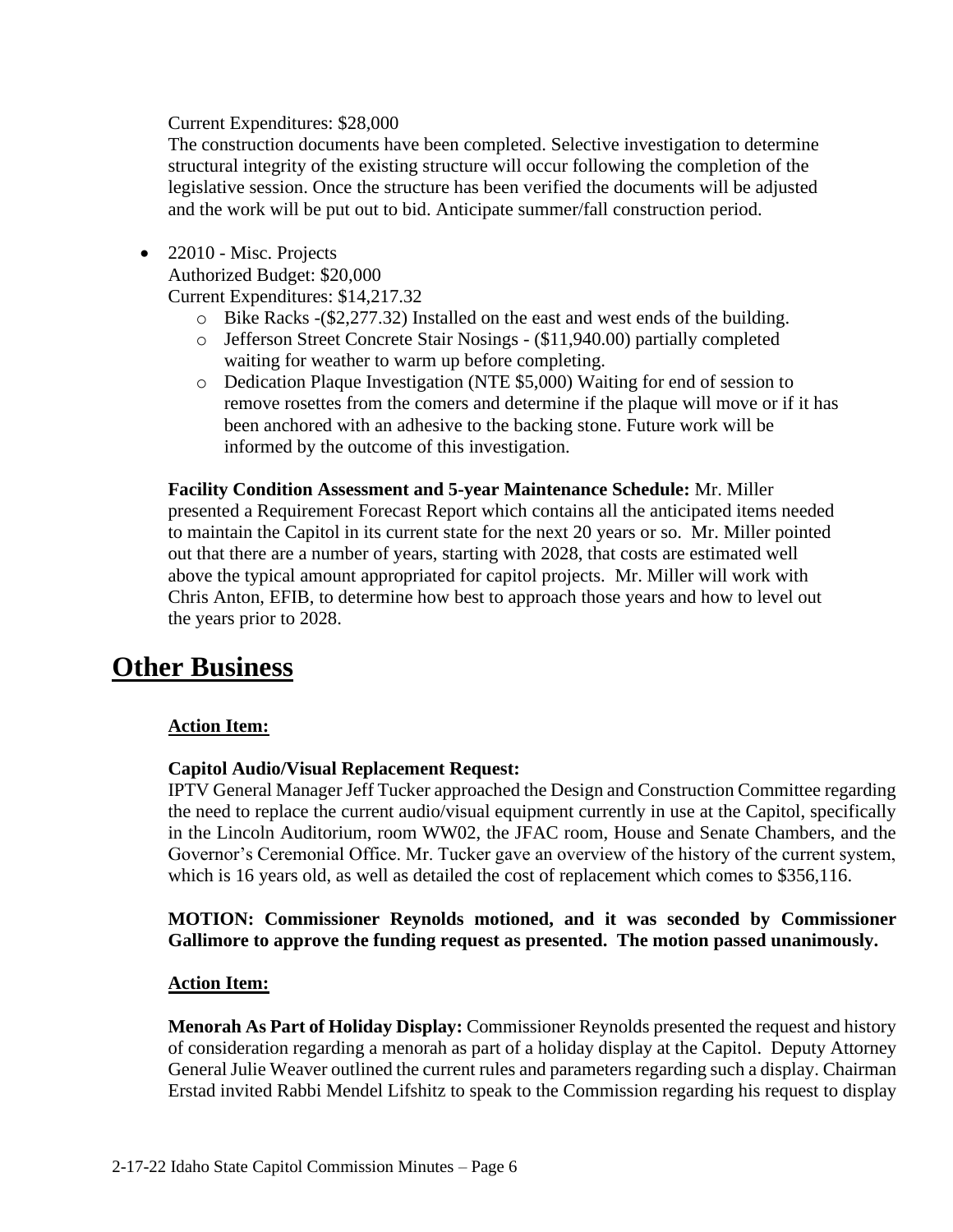Current Expenditures: $28,000
The construction documents have been completed. Selective investigation to determine structural integrity of the existing structure will occur following the completion of the legislative session. Once the structure has been verified the documents will be adjusted and the work will be put out to bid. Anticipate summer/fall construction period.

- 22010 - Misc. Projects
  Authorized Budget: $20,000
  Current Expenditures: $14,217.32
    - Bike Racks -($2,277.32) Installed on the east and west ends of the building.
    - Jefferson Street Concrete Stair Nosings - ($11,940.00) partially completed waiting for weather to warm up before completing.
    - Dedication Plaque Investigation (NTE $5,000) Waiting for end of session to remove rosettes from the comers and determine if the plaque will move or if it has been anchored with an adhesive to the backing stone. Future work will be informed by the outcome of this investigation.

**Facility Condition Assessment and 5-year Maintenance Schedule:** Mr. Miller presented a Requirement Forecast Report which contains all the anticipated items needed to maintain the Capitol in its current state for the next 20 years or so. Mr. Miller pointed out that there are a number of years, starting with 2028, that costs are estimated well above the typical amount appropriated for capitol projects. Mr. Miller will work with Chris Anton, EFIB, to determine how best to approach those years and how to level out the years prior to 2028.

# Other Business

**Action Item:**

**Capitol Audio/Visual Replacement Request:**
IPTV General Manager Jeff Tucker approached the Design and Construction Committee regarding the need to replace the current audio/visual equipment currently in use at the Capitol, specifically in the Lincoln Auditorium, room WW02, the JFAC room, House and Senate Chambers, and the Governor's Ceremonial Office. Mr. Tucker gave an overview of the history of the current system, which is 16 years old, as well as detailed the cost of replacement which comes to $356,116.

**MOTION: Commissioner Reynolds motioned, and it was seconded by Commissioner Gallimore to approve the funding request as presented. The motion passed unanimously.**

**Action Item:**

**Menorah As Part of Holiday Display:** Commissioner Reynolds presented the request and history of consideration regarding a menorah as part of a holiday display at the Capitol. Deputy Attorney General Julie Weaver outlined the current rules and parameters regarding such a display. Chairman Erstad invited Rabbi Mendel Lifshitz to speak to the Commission regarding his request to display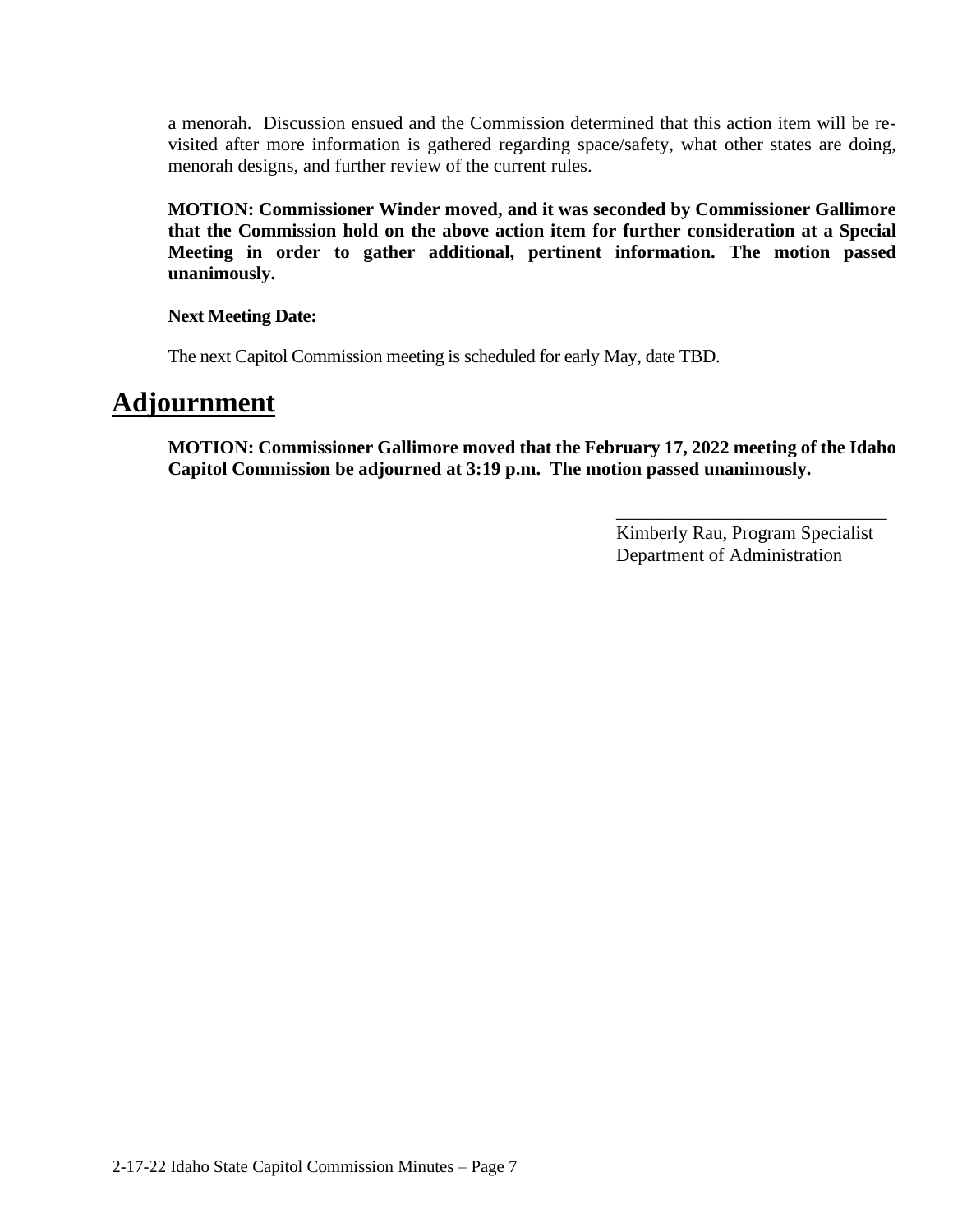a menorah. Discussion ensued and the Commission determined that this action item will be re-visited after more information is gathered regarding space/safety, what other states are doing, menorah designs, and further review of the current rules.

**MOTION: Commissioner Winder moved, and it was seconded by Commissioner Gallimore that the Commission hold on the above action item for further consideration at a Special Meeting in order to gather additional, pertinent information. The motion passed unanimously.**

**Next Meeting Date:**

The next Capitol Commission meeting is scheduled for early May, date TBD.

## Adjournment

**MOTION: Commissioner Gallimore moved that the February 17, 2022 meeting of the Idaho Capitol Commission be adjourned at 3:19 p.m. The motion passed unanimously.**

______________________________
Kimberly Rau, Program Specialist
Department of Administration